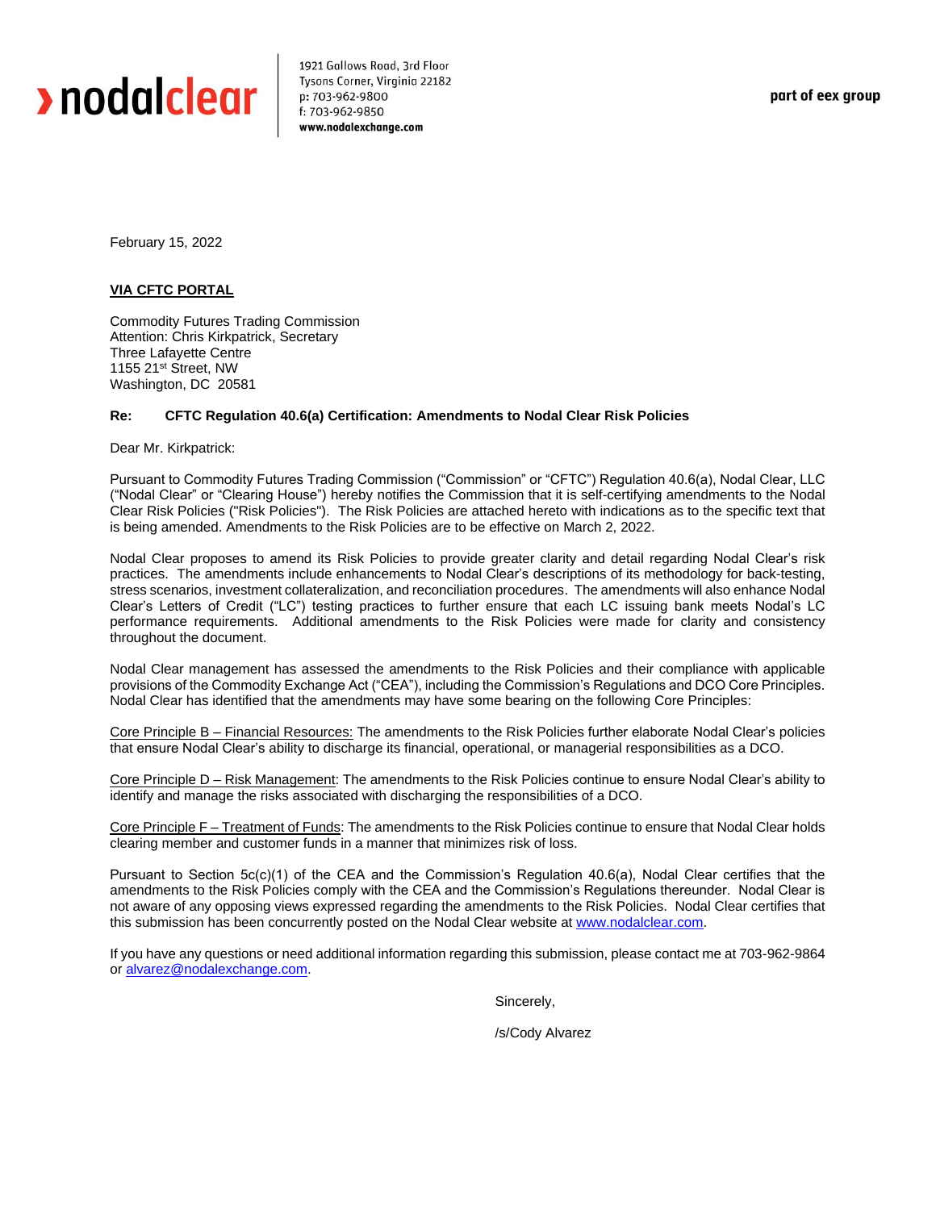› nodalclear

1921 Gallows Road, 3rd Floor
Tysons Corner, Virginia 22182
p: 703-962-9800
f: 703-962-9850
www.nodalexchange.com

part of eex group

February 15, 2022

**VIA CFTC PORTAL**

Commodity Futures Trading Commission
Attention: Chris Kirkpatrick, Secretary
Three Lafayette Centre
1155 21st Street, NW
Washington, DC 20581

**Re: CFTC Regulation 40.6(a) Certification: Amendments to Nodal Clear Risk Policies**

Dear Mr. Kirkpatrick:

Pursuant to Commodity Futures Trading Commission ("Commission" or "CFTC") Regulation 40.6(a), Nodal Clear, LLC ("Nodal Clear" or "Clearing House") hereby notifies the Commission that it is self-certifying amendments to the Nodal Clear Risk Policies ("Risk Policies"). The Risk Policies are attached hereto with indications as to the specific text that is being amended. Amendments to the Risk Policies are to be effective on March 2, 2022.

Nodal Clear proposes to amend its Risk Policies to provide greater clarity and detail regarding Nodal Clear's risk practices. The amendments include enhancements to Nodal Clear's descriptions of its methodology for back-testing, stress scenarios, investment collateralization, and reconciliation procedures. The amendments will also enhance Nodal Clear's Letters of Credit ("LC") testing practices to further ensure that each LC issuing bank meets Nodal's LC performance requirements. Additional amendments to the Risk Policies were made for clarity and consistency throughout the document.

Nodal Clear management has assessed the amendments to the Risk Policies and their compliance with applicable provisions of the Commodity Exchange Act ("CEA"), including the Commission's Regulations and DCO Core Principles. Nodal Clear has identified that the amendments may have some bearing on the following Core Principles:

Core Principle B – Financial Resources: The amendments to the Risk Policies further elaborate Nodal Clear's policies that ensure Nodal Clear's ability to discharge its financial, operational, or managerial responsibilities as a DCO.

Core Principle D – Risk Management: The amendments to the Risk Policies continue to ensure Nodal Clear's ability to identify and manage the risks associated with discharging the responsibilities of a DCO.

Core Principle F – Treatment of Funds: The amendments to the Risk Policies continue to ensure that Nodal Clear holds clearing member and customer funds in a manner that minimizes risk of loss.

Pursuant to Section 5c(c)(1) of the CEA and the Commission's Regulation 40.6(a), Nodal Clear certifies that the amendments to the Risk Policies comply with the CEA and the Commission's Regulations thereunder. Nodal Clear is not aware of any opposing views expressed regarding the amendments to the Risk Policies. Nodal Clear certifies that this submission has been concurrently posted on the Nodal Clear website at www.nodalclear.com.

If you have any questions or need additional information regarding this submission, please contact me at 703-962-9864 or alvarez@nodalexchange.com.

Sincerely,

/s/Cody Alvarez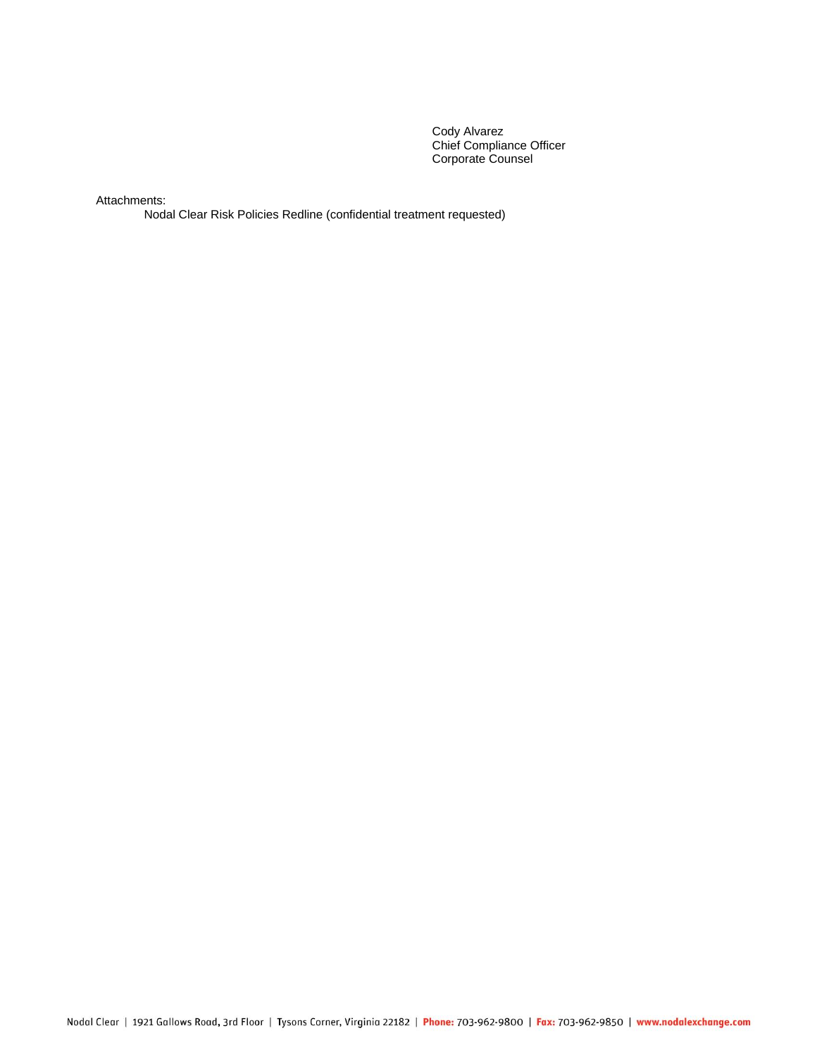Cody Alvarez
Chief Compliance Officer
Corporate Counsel

Attachments:

Nodal Clear Risk Policies Redline (confidential treatment requested)